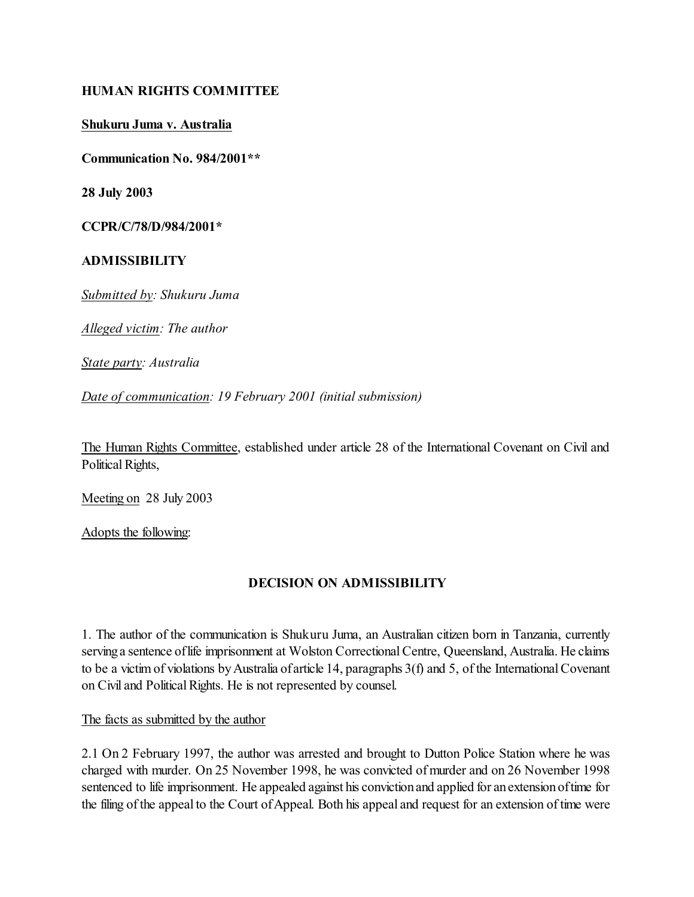**HUMAN RIGHTS COMMITTEE**

**Shukuru Juma v. Australia**

**Communication No. 984/2001****

**28 July 2003**

**CCPR/C/78/D/984/2001***

**ADMISSIBILITY**

*Submitted by: Shukuru Juma*

*Alleged victim: The author*

*State party: Australia*

*Date of communication: 19 February 2001 (initial submission)*

The Human Rights Committee, established under article 28 of the International Covenant on Civil and Political Rights,

Meeting on 28 July 2003

Adopts the following:

## DECISION ON ADMISSIBILITY

1. The author of the communication is Shukuru Juma, an Australian citizen born in Tanzania, currently serving a sentence of life imprisonment at Wolston Correctional Centre, Queensland, Australia. He claims to be a victim of violations by Australia of article 14, paragraphs 3(f) and 5, of the International Covenant on Civil and Political Rights. He is not represented by counsel.

The facts as submitted by the author

2.1 On 2 February 1997, the author was arrested and brought to Dutton Police Station where he was charged with murder. On 25 November 1998, he was convicted of murder and on 26 November 1998 sentenced to life imprisonment. He appealed against his conviction and applied for an extension of time for the filing of the appeal to the Court of Appeal. Both his appeal and request for an extension of time were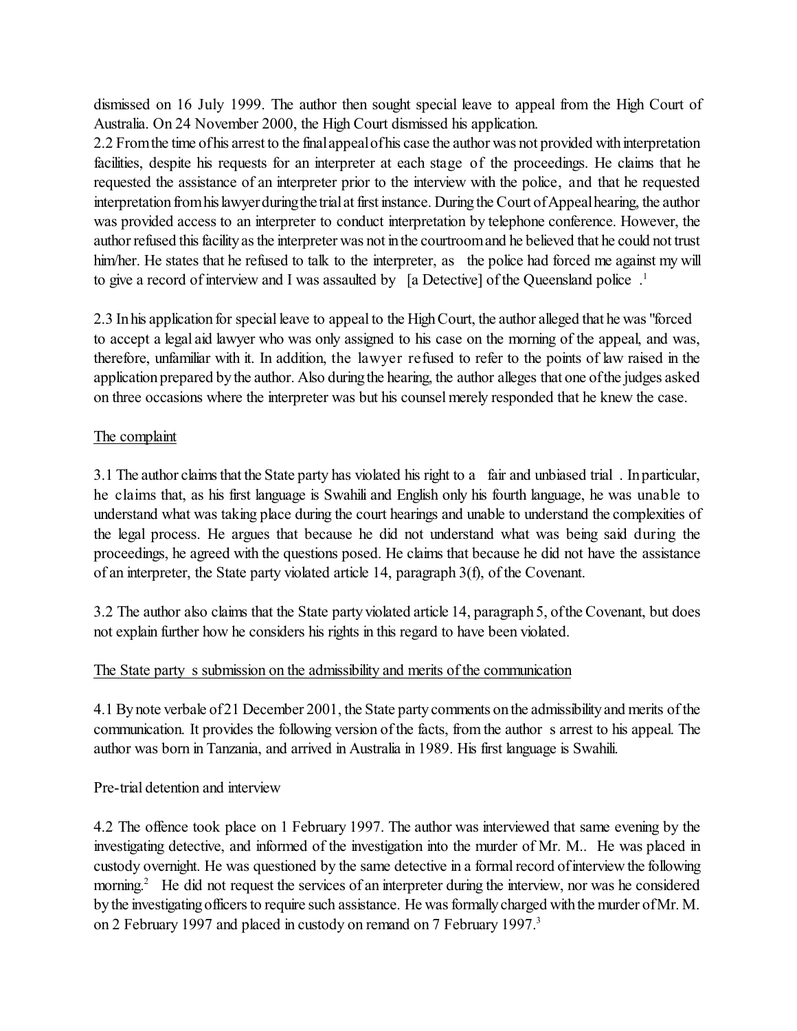dismissed on 16 July 1999. The author then sought special leave to appeal from the High Court of Australia. On 24 November 2000, the High Court dismissed his application.

2.2 From the time of his arrest to the final appeal of his case the author was not provided with interpretation facilities, despite his requests for an interpreter at each stage of the proceedings. He claims that he requested the assistance of an interpreter prior to the interview with the police, and that he requested interpretation from his lawyer during the trial at first instance. During the Court of Appeal hearing, the author was provided access to an interpreter to conduct interpretation by telephone conference. However, the author refused this facility as the interpreter was not in the courtroom and he believed that he could not trust him/her. He states that he refused to talk to the interpreter, as  the police had forced me against my will to give a record of interview and I was assaulted by  [a Detective] of the Queensland police .[1]

2.3 In his application for special leave to appeal to the High Court, the author alleged that he was "forced to accept a legal aid lawyer who was only assigned to his case on the morning of the appeal, and was, therefore, unfamiliar with it. In addition, the lawyer refused to refer to the points of law raised in the application prepared by the author. Also during the hearing, the author alleges that one of the judges asked on three occasions where the interpreter was but his counsel merely responded that he knew the case.

The complaint

3.1 The author claims that the State party has violated his right to a  fair and unbiased trial . In particular, he claims that, as his first language is Swahili and English only his fourth language, he was unable to understand what was taking place during the court hearings and unable to understand the complexities of the legal process. He argues that because he did not understand what was being said during the proceedings, he agreed with the questions posed. He claims that because he did not have the assistance of an interpreter, the State party violated article 14, paragraph 3(f), of the Covenant.

3.2 The author also claims that the State party violated article 14, paragraph 5, of the Covenant, but does not explain further how he considers his rights in this regard to have been violated.

The State party s submission on the admissibility and merits of the communication

4.1 By note verbale of 21 December 2001, the State party comments on the admissibility and merits of the communication. It provides the following version of the facts, from the author s arrest to his appeal. The author was born in Tanzania, and arrived in Australia in 1989. His first language is Swahili.

Pre-trial detention and interview

4.2 The offence took place on 1 February 1997. The author was interviewed that same evening by the investigating detective, and informed of the investigation into the murder of Mr. M.. He was placed in custody overnight. He was questioned by the same detective in a formal record of interview the following morning.[2] He did not request the services of an interpreter during the interview, nor was he considered by the investigating officers to require such assistance. He was formally charged with the murder of Mr. M. on 2 February 1997 and placed in custody on remand on 7 February 1997.[3]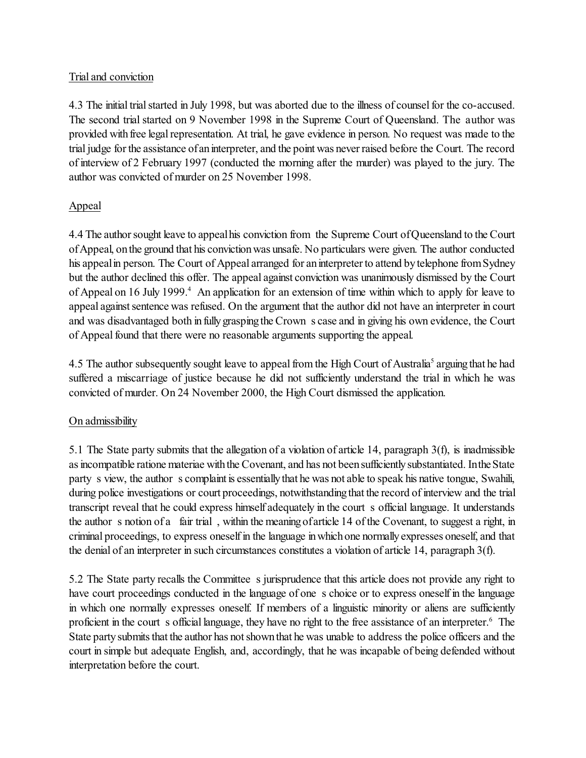Trial and conviction

4.3 The initial trial started in July 1998, but was aborted due to the illness of counsel for the co-accused. The second trial started on 9 November 1998 in the Supreme Court of Queensland. The author was provided with free legal representation. At trial, he gave evidence in person. No request was made to the trial judge for the assistance of an interpreter, and the point was never raised before the Court. The record of interview of 2 February 1997 (conducted the morning after the murder) was played to the jury. The author was convicted of murder on 25 November 1998.

Appeal

4.4 The author sought leave to appeal his conviction from the Supreme Court of Queensland to the Court of Appeal, on the ground that his conviction was unsafe. No particulars were given. The author conducted his appeal in person. The Court of Appeal arranged for an interpreter to attend by telephone from Sydney but the author declined this offer. The appeal against conviction was unanimously dismissed by the Court of Appeal on 16 July 1999.[4] An application for an extension of time within which to apply for leave to appeal against sentence was refused. On the argument that the author did not have an interpreter in court and was disadvantaged both in fully grasping the Crown s case and in giving his own evidence, the Court of Appeal found that there were no reasonable arguments supporting the appeal.

4.5 The author subsequently sought leave to appeal from the High Court of Australia[5] arguing that he had suffered a miscarriage of justice because he did not sufficiently understand the trial in which he was convicted of murder. On 24 November 2000, the High Court dismissed the application.

On admissibility

5.1 The State party submits that the allegation of a violation of article 14, paragraph 3(f), is inadmissible as incompatible ratione materiae with the Covenant, and has not been sufficiently substantiated. In the State party s view, the author s complaint is essentially that he was not able to speak his native tongue, Swahili, during police investigations or court proceedings, notwithstanding that the record of interview and the trial transcript reveal that he could express himself adequately in the court s official language. It understands the author s notion of a fair trial , within the meaning of article 14 of the Covenant, to suggest a right, in criminal proceedings, to express oneself in the language in which one normally expresses oneself, and that the denial of an interpreter in such circumstances constitutes a violation of article 14, paragraph 3(f).

5.2 The State party recalls the Committee s jurisprudence that this article does not provide any right to have court proceedings conducted in the language of one s choice or to express oneself in the language in which one normally expresses oneself. If members of a linguistic minority or aliens are sufficiently proficient in the court s official language, they have no right to the free assistance of an interpreter.[6] The State party submits that the author has not shown that he was unable to address the police officers and the court in simple but adequate English, and, accordingly, that he was incapable of being defended without interpretation before the court.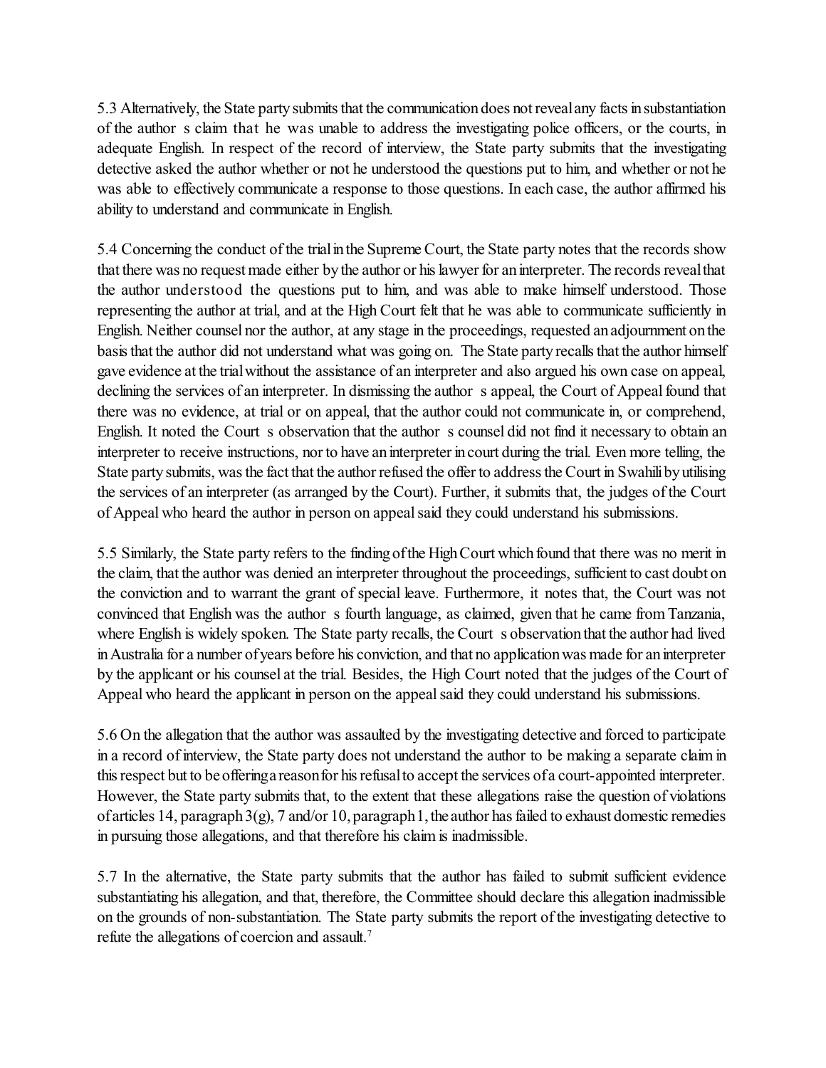5.3 Alternatively, the State party submits that the communication does not reveal any facts in substantiation of the author s claim that he was unable to address the investigating police officers, or the courts, in adequate English. In respect of the record of interview, the State party submits that the investigating detective asked the author whether or not he understood the questions put to him, and whether or not he was able to effectively communicate a response to those questions. In each case, the author affirmed his ability to understand and communicate in English.

5.4 Concerning the conduct of the trial in the Supreme Court, the State party notes that the records show that there was no request made either by the author or his lawyer for an interpreter. The records reveal that the author understood the questions put to him, and was able to make himself understood. Those representing the author at trial, and at the High Court felt that he was able to communicate sufficiently in English. Neither counsel nor the author, at any stage in the proceedings, requested an adjournment on the basis that the author did not understand what was going on. The State party recalls that the author himself gave evidence at the trial without the assistance of an interpreter and also argued his own case on appeal, declining the services of an interpreter. In dismissing the author s appeal, the Court of Appeal found that there was no evidence, at trial or on appeal, that the author could not communicate in, or comprehend, English. It noted the Court s observation that the author s counsel did not find it necessary to obtain an interpreter to receive instructions, nor to have an interpreter in court during the trial. Even more telling, the State party submits, was the fact that the author refused the offer to address the Court in Swahili by utilising the services of an interpreter (as arranged by the Court). Further, it submits that, the judges of the Court of Appeal who heard the author in person on appeal said they could understand his submissions.

5.5 Similarly, the State party refers to the finding of the High Court which found that there was no merit in the claim, that the author was denied an interpreter throughout the proceedings, sufficient to cast doubt on the conviction and to warrant the grant of special leave. Furthermore, it notes that, the Court was not convinced that English was the author s fourth language, as claimed, given that he came from Tanzania, where English is widely spoken. The State party recalls, the Court s observation that the author had lived in Australia for a number of years before his conviction, and that no application was made for an interpreter by the applicant or his counsel at the trial. Besides, the High Court noted that the judges of the Court of Appeal who heard the applicant in person on the appeal said they could understand his submissions.

5.6 On the allegation that the author was assaulted by the investigating detective and forced to participate in a record of interview, the State party does not understand the author to be making a separate claim in this respect but to be offering a reason for his refusal to accept the services of a court-appointed interpreter. However, the State party submits that, to the extent that these allegations raise the question of violations of articles 14, paragraph 3(g), 7 and/or 10, paragraph 1, the author has failed to exhaust domestic remedies in pursuing those allegations, and that therefore his claim is inadmissible.

5.7 In the alternative, the State party submits that the author has failed to submit sufficient evidence substantiating his allegation, and that, therefore, the Committee should declare this allegation inadmissible on the grounds of non-substantiation. The State party submits the report of the investigating detective to refute the allegations of coercion and assault.[7]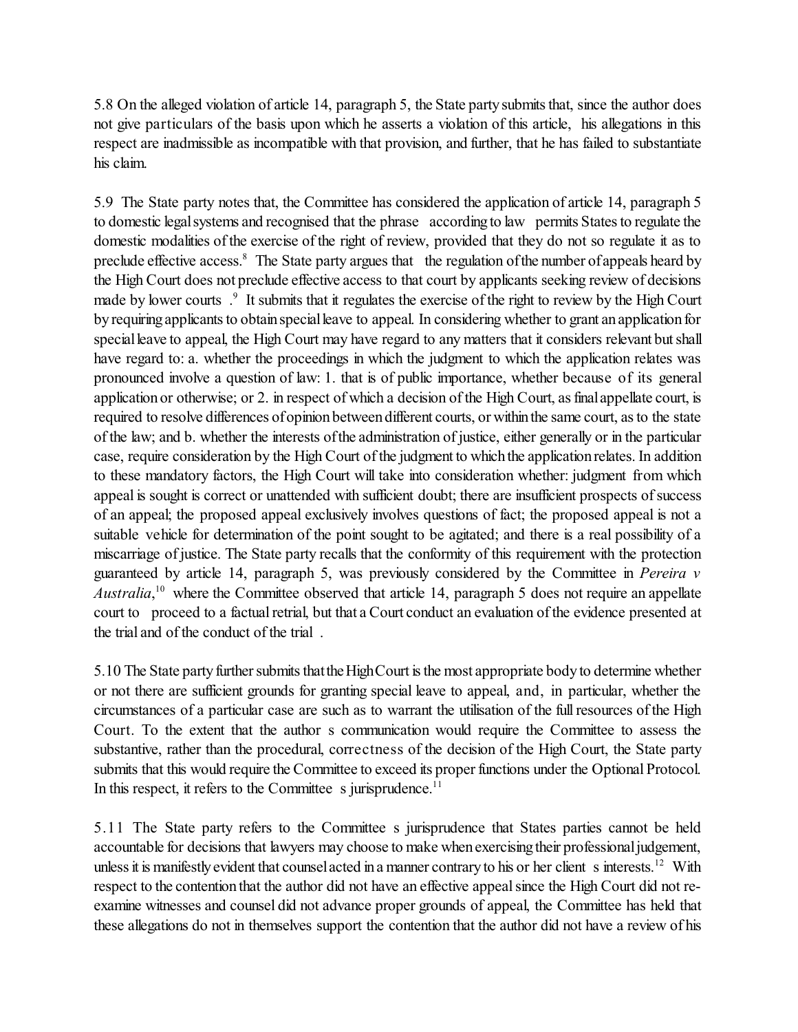5.8 On the alleged violation of article 14, paragraph 5, the State party submits that, since the author does not give particulars of the basis upon which he asserts a violation of this article, his allegations in this respect are inadmissible as incompatible with that provision, and further, that he has failed to substantiate his claim.

5.9 The State party notes that, the Committee has considered the application of article 14, paragraph 5 to domestic legal systems and recognised that the phrase according to law permits States to regulate the domestic modalities of the exercise of the right of review, provided that they do not so regulate it as to preclude effective access.[8] The State party argues that the regulation of the number of appeals heard by the High Court does not preclude effective access to that court by applicants seeking review of decisions made by lower courts .[9] It submits that it regulates the exercise of the right to review by the High Court by requiring applicants to obtain special leave to appeal. In considering whether to grant an application for special leave to appeal, the High Court may have regard to any matters that it considers relevant but shall have regard to: a. whether the proceedings in which the judgment to which the application relates was pronounced involve a question of law: 1. that is of public importance, whether because of its general application or otherwise; or 2. in respect of which a decision of the High Court, as final appellate court, is required to resolve differences of opinion between different courts, or within the same court, as to the state of the law; and b. whether the interests of the administration of justice, either generally or in the particular case, require consideration by the High Court of the judgment to which the application relates. In addition to these mandatory factors, the High Court will take into consideration whether: judgment from which appeal is sought is correct or unattended with sufficient doubt; there are insufficient prospects of success of an appeal; the proposed appeal exclusively involves questions of fact; the proposed appeal is not a suitable vehicle for determination of the point sought to be agitated; and there is a real possibility of a miscarriage of justice. The State party recalls that the conformity of this requirement with the protection guaranteed by article 14, paragraph 5, was previously considered by the Committee in *Pereira v Australia*,[10] where the Committee observed that article 14, paragraph 5 does not require an appellate court to proceed to a factual retrial, but that a Court conduct an evaluation of the evidence presented at the trial and of the conduct of the trial .

5.10 The State party further submits that the High Court is the most appropriate body to determine whether or not there are sufficient grounds for granting special leave to appeal, and, in particular, whether the circumstances of a particular case are such as to warrant the utilisation of the full resources of the High Court. To the extent that the author s communication would require the Committee to assess the substantive, rather than the procedural, correctness of the decision of the High Court, the State party submits that this would require the Committee to exceed its proper functions under the Optional Protocol. In this respect, it refers to the Committee s jurisprudence.[11]

5.11 The State party refers to the Committee s jurisprudence that States parties cannot be held accountable for decisions that lawyers may choose to make when exercising their professional judgement, unless it is manifestly evident that counsel acted in a manner contrary to his or her client s interests.[12] With respect to the contention that the author did not have an effective appeal since the High Court did not re-examine witnesses and counsel did not advance proper grounds of appeal, the Committee has held that these allegations do not in themselves support the contention that the author did not have a review of his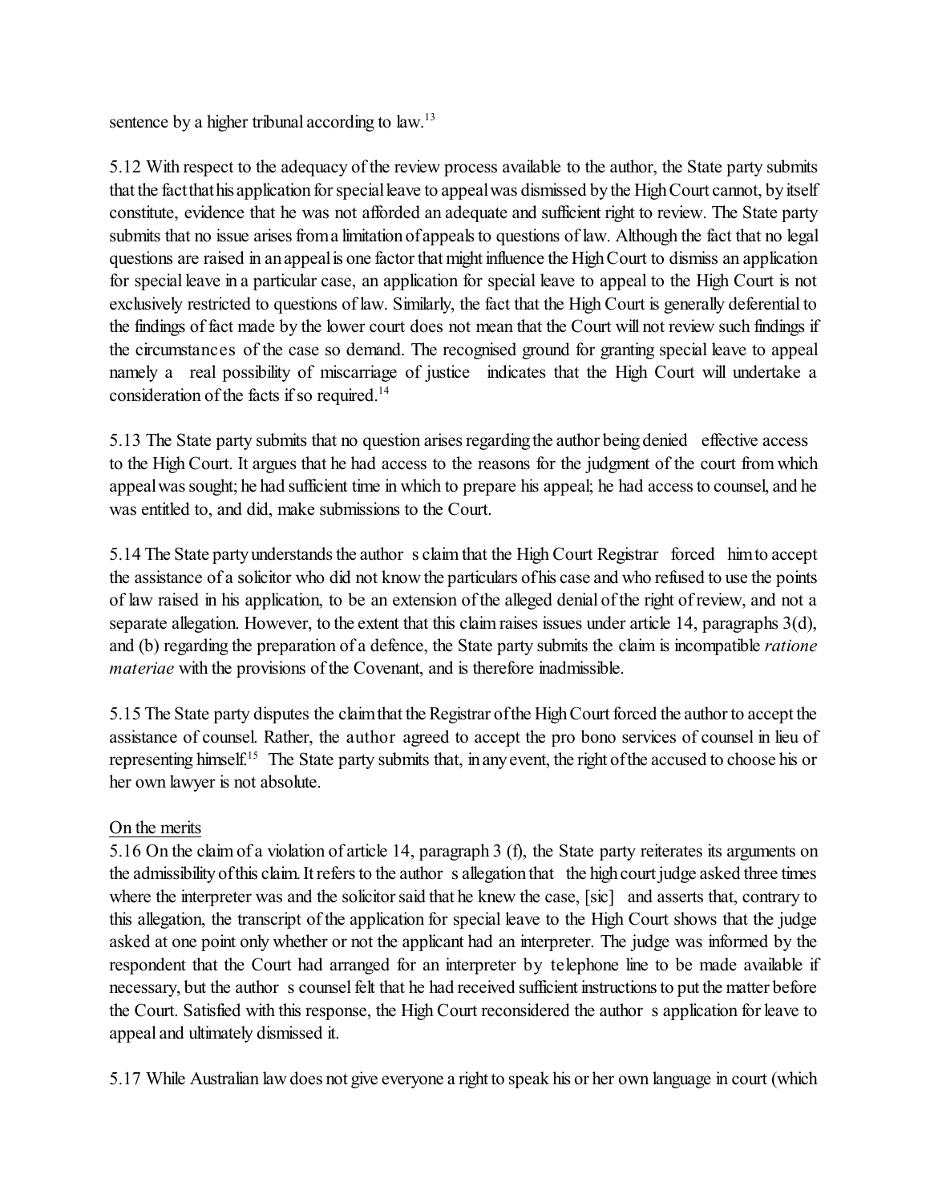sentence by a higher tribunal according to law.[13]

5.12 With respect to the adequacy of the review process available to the author, the State party submits that the fact that his application for special leave to appeal was dismissed by the High Court cannot, by itself constitute, evidence that he was not afforded an adequate and sufficient right to review. The State party submits that no issue arises from a limitation of appeals to questions of law. Although the fact that no legal questions are raised in an appeal is one factor that might influence the High Court to dismiss an application for special leave in a particular case, an application for special leave to appeal to the High Court is not exclusively restricted to questions of law. Similarly, the fact that the High Court is generally deferential to the findings of fact made by the lower court does not mean that the Court will not review such findings if the circumstances of the case so demand. The recognised ground for granting special leave to appeal namely a real possibility of miscarriage of justice indicates that the High Court will undertake a consideration of the facts if so required.[14]

5.13 The State party submits that no question arises regarding the author being denied effective access to the High Court. It argues that he had access to the reasons for the judgment of the court from which appeal was sought; he had sufficient time in which to prepare his appeal; he had access to counsel, and he was entitled to, and did, make submissions to the Court.

5.14 The State party understands the author s claim that the High Court Registrar forced him to accept the assistance of a solicitor who did not know the particulars of his case and who refused to use the points of law raised in his application, to be an extension of the alleged denial of the right of review, and not a separate allegation. However, to the extent that this claim raises issues under article 14, paragraphs 3(d), and (b) regarding the preparation of a defence, the State party submits the claim is incompatible *ratione materiae* with the provisions of the Covenant, and is therefore inadmissible.

5.15 The State party disputes the claim that the Registrar of the High Court forced the author to accept the assistance of counsel. Rather, the author agreed to accept the pro bono services of counsel in lieu of representing himself.[15] The State party submits that, in any event, the right of the accused to choose his or her own lawyer is not absolute.

On the merits

5.16 On the claim of a violation of article 14, paragraph 3 (f), the State party reiterates its arguments on the admissibility of this claim. It refers to the author s allegation that the high court judge asked three times where the interpreter was and the solicitor said that he knew the case, [sic] and asserts that, contrary to this allegation, the transcript of the application for special leave to the High Court shows that the judge asked at one point only whether or not the applicant had an interpreter. The judge was informed by the respondent that the Court had arranged for an interpreter by telephone line to be made available if necessary, but the author s counsel felt that he had received sufficient instructions to put the matter before the Court. Satisfied with this response, the High Court reconsidered the author s application for leave to appeal and ultimately dismissed it.

5.17 While Australian law does not give everyone a right to speak his or her own language in court (which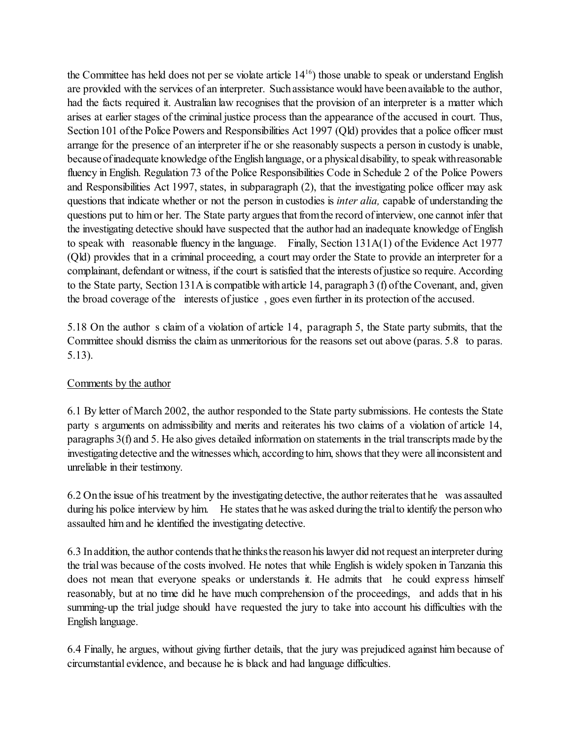the Committee has held does not per se violate article 14[16]) those unable to speak or understand English are provided with the services of an interpreter. Such assistance would have been available to the author, had the facts required it. Australian law recognises that the provision of an interpreter is a matter which arises at earlier stages of the criminal justice process than the appearance of the accused in court. Thus, Section 101 of the Police Powers and Responsibilities Act 1997 (Qld) provides that a police officer must arrange for the presence of an interpreter if he or she reasonably suspects a person in custody is unable, because of inadequate knowledge of the English language, or a physical disability, to speak with reasonable fluency in English. Regulation 73 of the Police Responsibilities Code in Schedule 2 of the Police Powers and Responsibilities Act 1997, states, in subparagraph (2), that the investigating police officer may ask questions that indicate whether or not the person in custodies is *inter alia,* capable of understanding the questions put to him or her. The State party argues that from the record of interview, one cannot infer that the investigating detective should have suspected that the author had an inadequate knowledge of English to speak with reasonable fluency in the language. Finally, Section 131A(1) of the Evidence Act 1977 (Qld) provides that in a criminal proceeding, a court may order the State to provide an interpreter for a complainant, defendant or witness, if the court is satisfied that the interests of justice so require. According to the State party, Section 131A is compatible with article 14, paragraph 3 (f) of the Covenant, and, given the broad coverage of the interests of justice , goes even further in its protection of the accused.

5.18 On the author s claim of a violation of article 14, paragraph 5, the State party submits, that the Committee should dismiss the claim as unmeritorious for the reasons set out above (paras. 5.8 to paras. 5.13).

Comments by the author

6.1 By letter of March 2002, the author responded to the State party submissions. He contests the State party s arguments on admissibility and merits and reiterates his two claims of a violation of article 14, paragraphs 3(f) and 5. He also gives detailed information on statements in the trial transcripts made by the investigating detective and the witnesses which, according to him, shows that they were all inconsistent and unreliable in their testimony.

6.2 On the issue of his treatment by the investigating detective, the author reiterates that he was assaulted during his police interview by him. He states that he was asked during the trial to identify the person who assaulted him and he identified the investigating detective.

6.3 In addition, the author contends that he thinks the reason his lawyer did not request an interpreter during the trial was because of the costs involved. He notes that while English is widely spoken in Tanzania this does not mean that everyone speaks or understands it. He admits that he could express himself reasonably, but at no time did he have much comprehension of the proceedings, and adds that in his summing-up the trial judge should have requested the jury to take into account his difficulties with the English language.

6.4 Finally, he argues, without giving further details, that the jury was prejudiced against him because of circumstantial evidence, and because he is black and had language difficulties.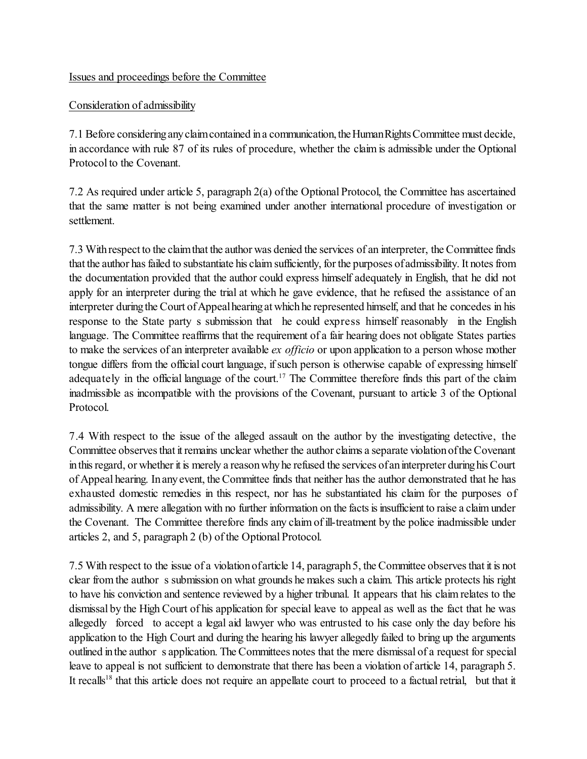Issues and proceedings before the Committee

Consideration of admissibility

7.1 Before considering any claim contained in a communication, the Human Rights Committee must decide, in accordance with rule 87 of its rules of procedure, whether the claim is admissible under the Optional Protocol to the Covenant.

7.2 As required under article 5, paragraph 2(a) of the Optional Protocol, the Committee has ascertained that the same matter is not being examined under another international procedure of investigation or settlement.

7.3 With respect to the claim that the author was denied the services of an interpreter, the Committee finds that the author has failed to substantiate his claim sufficiently, for the purposes of admissibility. It notes from the documentation provided that the author could express himself adequately in English, that he did not apply for an interpreter during the trial at which he gave evidence, that he refused the assistance of an interpreter during the Court of Appeal hearing at which he represented himself, and that he concedes in his response to the State party s submission that he could express himself reasonably in the English language. The Committee reaffirms that the requirement of a fair hearing does not obligate States parties to make the services of an interpreter available *ex officio* or upon application to a person whose mother tongue differs from the official court language, if such person is otherwise capable of expressing himself adequately in the official language of the court.[17] The Committee therefore finds this part of the claim inadmissible as incompatible with the provisions of the Covenant, pursuant to article 3 of the Optional Protocol.

7.4 With respect to the issue of the alleged assault on the author by the investigating detective, the Committee observes that it remains unclear whether the author claims a separate violation of the Covenant in this regard, or whether it is merely a reason why he refused the services of an interpreter during his Court of Appeal hearing. In any event, the Committee finds that neither has the author demonstrated that he has exhausted domestic remedies in this respect, nor has he substantiated his claim for the purposes of admissibility. A mere allegation with no further information on the facts is insufficient to raise a claim under the Covenant. The Committee therefore finds any claim of ill-treatment by the police inadmissible under articles 2, and 5, paragraph 2 (b) of the Optional Protocol.

7.5 With respect to the issue of a violation of article 14, paragraph 5, the Committee observes that it is not clear from the author s submission on what grounds he makes such a claim. This article protects his right to have his conviction and sentence reviewed by a higher tribunal. It appears that his claim relates to the dismissal by the High Court of his application for special leave to appeal as well as the fact that he was allegedly forced to accept a legal aid lawyer who was entrusted to his case only the day before his application to the High Court and during the hearing his lawyer allegedly failed to bring up the arguments outlined in the author s application. The Committees notes that the mere dismissal of a request for special leave to appeal is not sufficient to demonstrate that there has been a violation of article 14, paragraph 5. It recalls[18] that this article does not require an appellate court to proceed to a factual retrial, but that it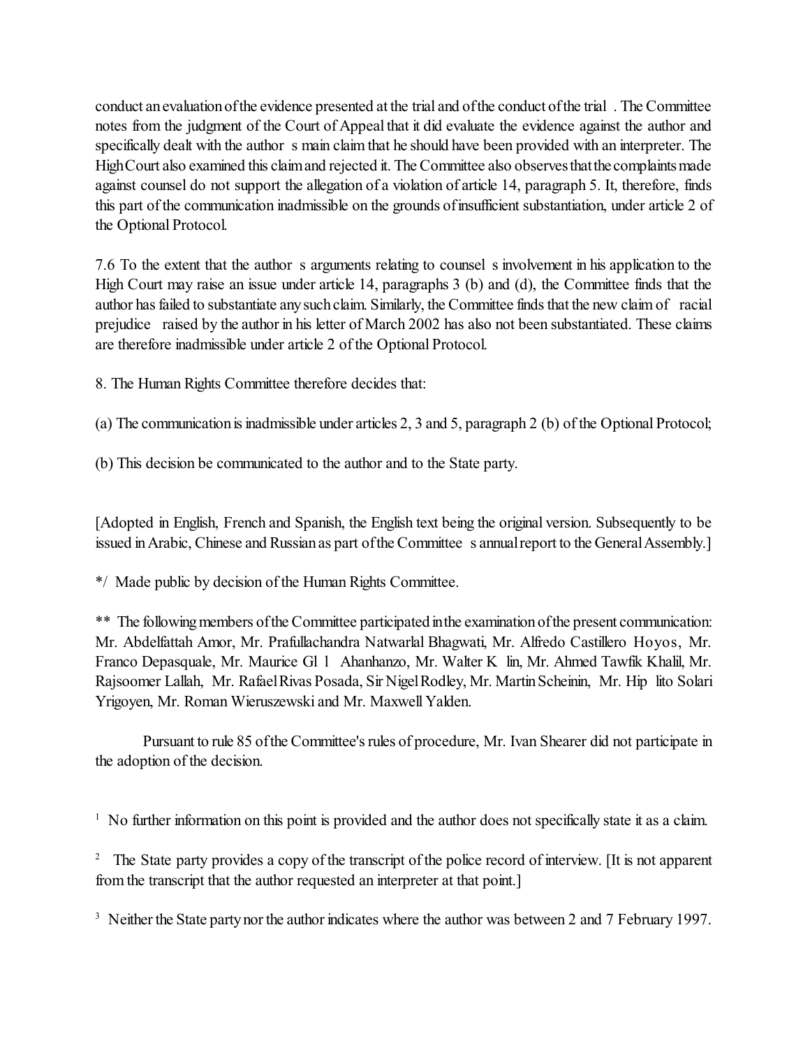conduct an evaluation of the evidence presented at the trial and of the conduct of the trial . The Committee notes from the judgment of the Court of Appeal that it did evaluate the evidence against the author and specifically dealt with the author s main claim that he should have been provided with an interpreter. The High Court also examined this claim and rejected it. The Committee also observes that the complaints made against counsel do not support the allegation of a violation of article 14, paragraph 5. It, therefore, finds this part of the communication inadmissible on the grounds of insufficient substantiation, under article 2 of the Optional Protocol.

7.6 To the extent that the author s arguments relating to counsel s involvement in his application to the High Court may raise an issue under article 14, paragraphs 3 (b) and (d), the Committee finds that the author has failed to substantiate any such claim. Similarly, the Committee finds that the new claim of racial prejudice raised by the author in his letter of March 2002 has also not been substantiated. These claims are therefore inadmissible under article 2 of the Optional Protocol.

8. The Human Rights Committee therefore decides that:

(a) The communication is inadmissible under articles 2, 3 and 5, paragraph 2 (b) of the Optional Protocol;

(b) This decision be communicated to the author and to the State party.

[Adopted in English, French and Spanish, the English text being the original version. Subsequently to be issued in Arabic, Chinese and Russian as part of the Committee s annual report to the General Assembly.]

*/ Made public by decision of the Human Rights Committee.

** The following members of the Committee participated in the examination of the present communication: Mr. Abdelfattah Amor, Mr. Prafullachandra Natwarlal Bhagwati, Mr. Alfredo Castillero Hoyos, Mr. Franco Depasquale, Mr. Maurice Gl l Ahanhanzo, Mr. Walter K lin, Mr. Ahmed Tawfik Khalil, Mr. Rajsoomer Lallah, Mr. Rafael Rivas Posada, Sir Nigel Rodley, Mr. Martin Scheinin, Mr. Hip lito Solari Yrigoyen, Mr. Roman Wieruszewski and Mr. Maxwell Yalden.

Pursuant to rule 85 of the Committee's rules of procedure, Mr. Ivan Shearer did not participate in the adoption of the decision.

[1] No further information on this point is provided and the author does not specifically state it as a claim.

[2] The State party provides a copy of the transcript of the police record of interview. [It is not apparent from the transcript that the author requested an interpreter at that point.]

[3] Neither the State party nor the author indicates where the author was between 2 and 7 February 1997.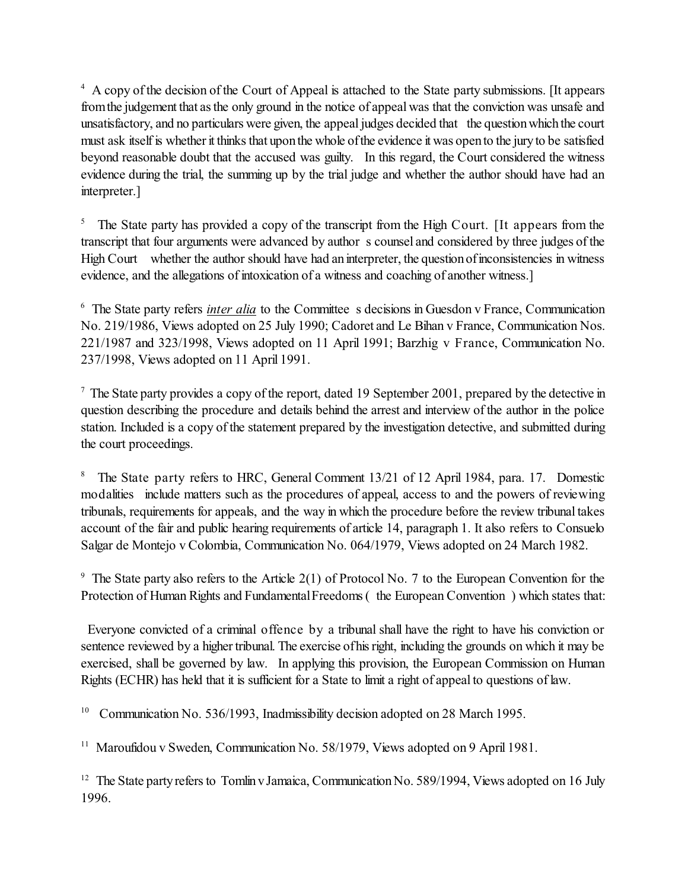[4] A copy of the decision of the Court of Appeal is attached to the State party submissions. [It appears from the judgement that as the only ground in the notice of appeal was that the conviction was unsafe and unsatisfactory, and no particulars were given, the appeal judges decided that the question which the court must ask itself is whether it thinks that upon the whole of the evidence it was open to the jury to be satisfied beyond reasonable doubt that the accused was guilty. In this regard, the Court considered the witness evidence during the trial, the summing up by the trial judge and whether the author should have had an interpreter.]

[5] The State party has provided a copy of the transcript from the High Court. [It appears from the transcript that four arguments were advanced by author s counsel and considered by three judges of the High Court whether the author should have had an interpreter, the question of inconsistencies in witness evidence, and the allegations of intoxication of a witness and coaching of another witness.]

[6] The State party refers *inter alia* to the Committee s decisions in Guesdon v France, Communication No. 219/1986, Views adopted on 25 July 1990; Cadoret and Le Bihan v France, Communication Nos. 221/1987 and 323/1998, Views adopted on 11 April 1991; Barzhig v France, Communication No. 237/1998, Views adopted on 11 April 1991.

[7] The State party provides a copy of the report, dated 19 September 2001, prepared by the detective in question describing the procedure and details behind the arrest and interview of the author in the police station. Included is a copy of the statement prepared by the investigation detective, and submitted during the court proceedings.

[8] The State party refers to HRC, General Comment 13/21 of 12 April 1984, para. 17. Domestic modalities include matters such as the procedures of appeal, access to and the powers of reviewing tribunals, requirements for appeals, and the way in which the procedure before the review tribunal takes account of the fair and public hearing requirements of article 14, paragraph 1. It also refers to Consuelo Salgar de Montejo v Colombia, Communication No. 064/1979, Views adopted on 24 March 1982.

[9] The State party also refers to the Article 2(1) of Protocol No. 7 to the European Convention for the Protection of Human Rights and Fundamental Freedoms ( the European Convention ) which states that:

Everyone convicted of a criminal offence by a tribunal shall have the right to have his conviction or sentence reviewed by a higher tribunal. The exercise of his right, including the grounds on which it may be exercised, shall be governed by law. In applying this provision, the European Commission on Human Rights (ECHR) has held that it is sufficient for a State to limit a right of appeal to questions of law.

[10] Communication No. 536/1993, Inadmissibility decision adopted on 28 March 1995.

[11] Maroufidou v Sweden, Communication No. 58/1979, Views adopted on 9 April 1981.

[12] The State party refers to Tomlin v Jamaica, Communication No. 589/1994, Views adopted on 16 July 1996.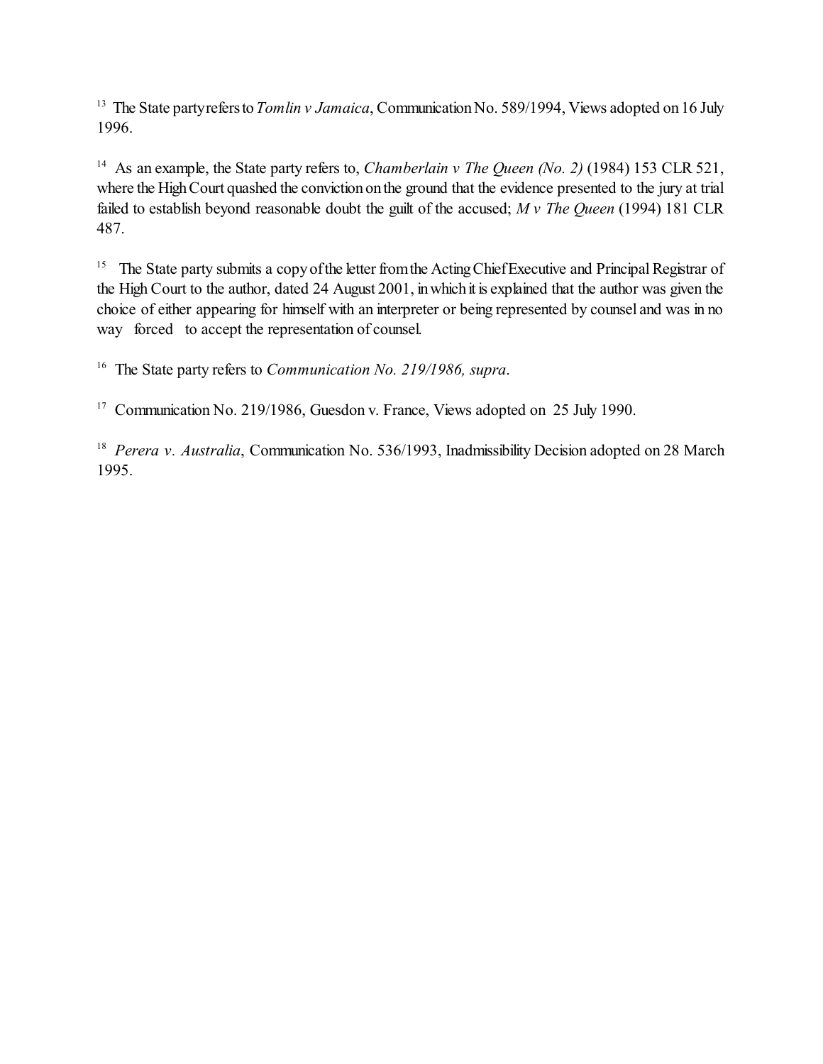[13] The State party refers to *Tomlin v Jamaica*, Communication No. 589/1994, Views adopted on 16 July 1996.

[14] As an example, the State party refers to, *Chamberlain v The Queen (No. 2)* (1984) 153 CLR 521, where the High Court quashed the conviction on the ground that the evidence presented to the jury at trial failed to establish beyond reasonable doubt the guilt of the accused; *M v The Queen* (1994) 181 CLR 487.

[15] The State party submits a copy of the letter from the Acting Chief Executive and Principal Registrar of the High Court to the author, dated 24 August 2001, in which it is explained that the author was given the choice of either appearing for himself with an interpreter or being represented by counsel and was in no way forced to accept the representation of counsel.

[16] The State party refers to *Communication No. 219/1986, supra*.

[17] Communication No. 219/1986, Guesdon v. France, Views adopted on 25 July 1990.

[18] *Perera v. Australia*, Communication No. 536/1993, Inadmissibility Decision adopted on 28 March 1995.